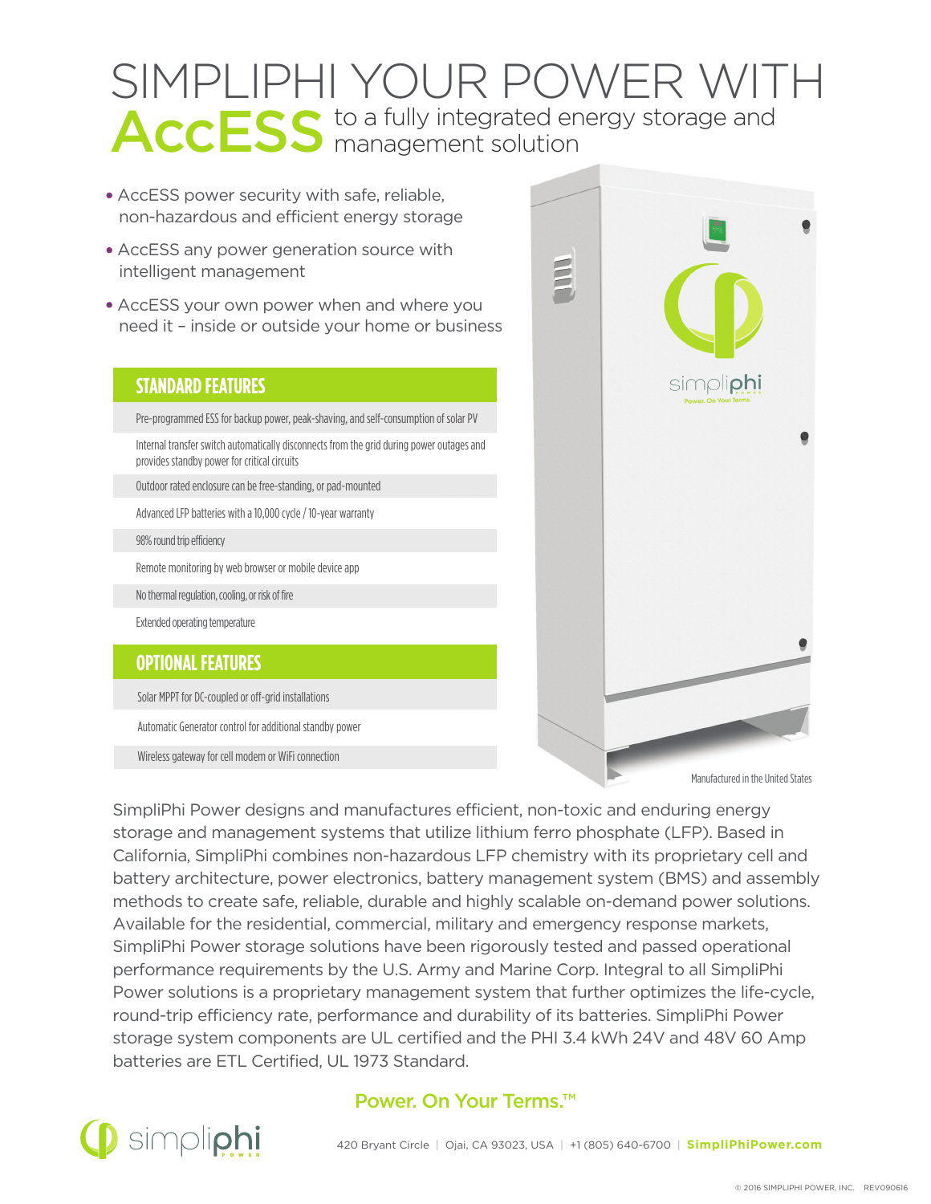# SIMPLIPHI YOUR POWER WITH AccESS to a fully integrated energy storage and management solution

- AccESS power security with safe, reliable, non-hazardous and efficient energy storage
- AccESS any power generation source with intelligent management
- AccESS your own power when and where you need it – inside or outside your home or business

## STANDARD FEATURES

- Pre-programmed ESS for backup power, peak-shaving, and self-consumption of solar PV
- Internal transfer switch automatically disconnects from the grid during power outages and provides standby power for critical circuits
- Outdoor rated enclosure can be free-standing, or pad-mounted
- Advanced LFP batteries with a 10,000 cycle / 10-year warranty
- 98% round trip efficiency
- Remote monitoring by web browser or mobile device app
- No thermal regulation, cooling, or risk of fire
- Extended operating temperature

## OPTIONAL FEATURES

- Solar MPPT for DC-coupled or off-grid installations
- Automatic Generator control for additional standby power
- Wireless gateway for cell modem or WiFi connection

Manufactured in the United States

SimpliPhi Power designs and manufactures efficient, non-toxic and enduring energy storage and management systems that utilize lithium ferro phosphate (LFP). Based in California, SimpliPhi combines non-hazardous LFP chemistry with its proprietary cell and battery architecture, power electronics, battery management system (BMS) and assembly methods to create safe, reliable, durable and highly scalable on-demand power solutions. Available for the residential, commercial, military and emergency response markets, SimpliPhi Power storage solutions have been rigorously tested and passed operational performance requirements by the U.S. Army and Marine Corp. Integral to all SimpliPhi Power solutions is a proprietary management system that further optimizes the life-cycle, round-trip efficiency rate, performance and durability of its batteries. SimpliPhi Power storage system components are UL certified and the PHI 3.4 kWh 24V and 48V 60 Amp batteries are ETL Certified, UL 1973 Standard.

**Power. On Your Terms.™**

simpliphi POWER

420 Bryant Circle | Ojai, CA 93023, USA | +1 (805) 640-6700 | **SimpliPhiPower.com**

© 2016 SIMPLIPHI POWER, INC. REV090616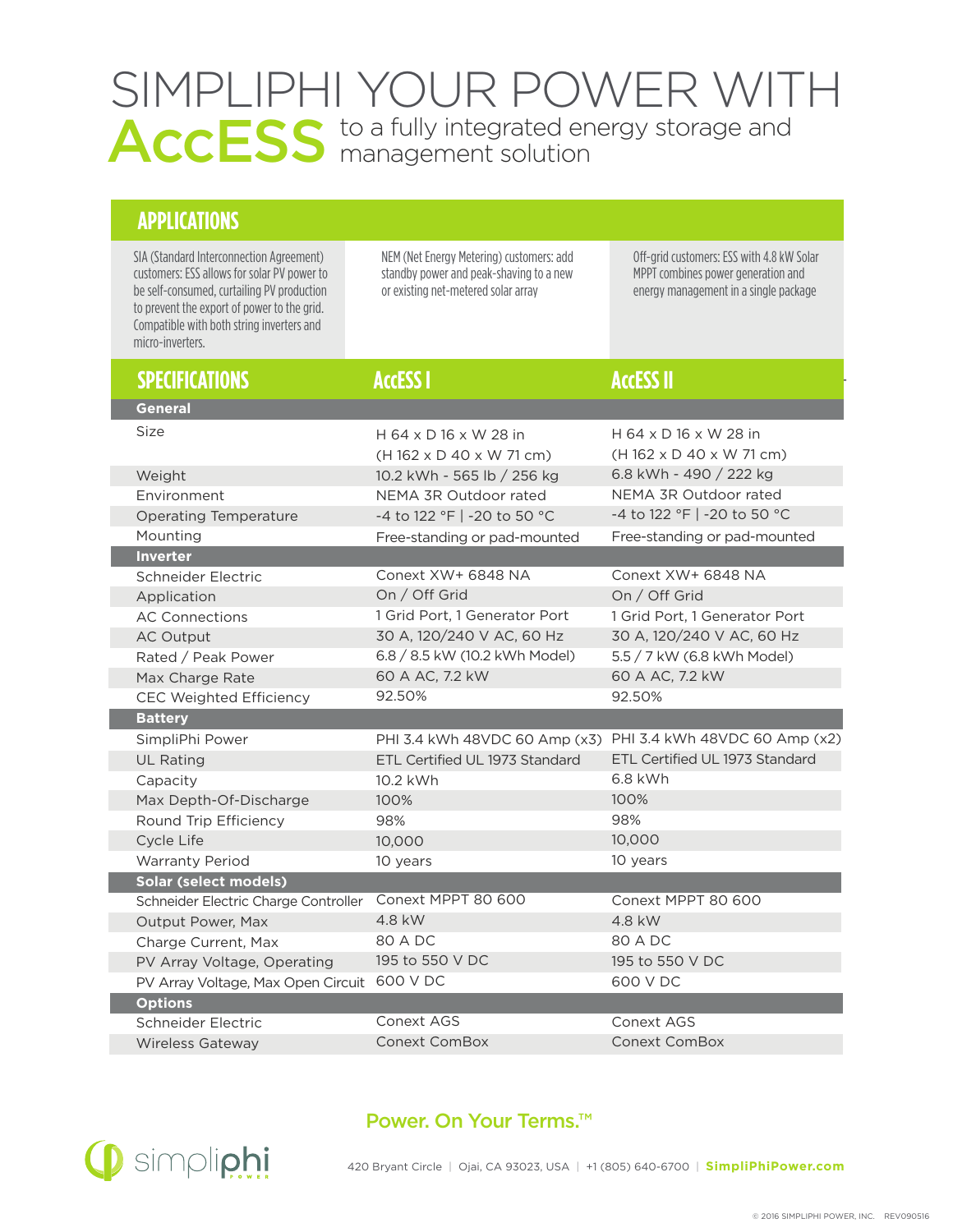# SIMPLIPHI YOUR POWER WITH AccESS to a fully integrated energy storage and management solution

## APPLICATIONS

SIA (Standard Interconnection Agreement) customers: ESS allows for solar PV power to be self-consumed, curtailing PV production to prevent the export of power to the grid. Compatible with both string inverters and micro-inverters.

NEM (Net Energy Metering) customers: add standby power and peak-shaving to a new or existing net-metered solar array

Off-grid customers: ESS with 4.8 kW Solar MPPT combines power generation and energy management in a single package

| SPECIFICATIONS | AccESS I | AccESS II |
|---|---|---|
| **General** | | |
| Size | H 64 x D 16 x W 28 in (H 162 x D 40 x W 71 cm) | H 64 x D 16 x W 28 in (H 162 x D 40 x W 71 cm) |
| Weight | 10.2 kWh - 565 lb / 256 kg | 6.8 kWh - 490 / 222 kg |
| Environment | NEMA 3R Outdoor rated | NEMA 3R Outdoor rated |
| Operating Temperature | -4 to 122 °F \| -20 to 50 °C | -4 to 122 °F \| -20 to 50 °C |
| Mounting | Free-standing or pad-mounted | Free-standing or pad-mounted |
| **Inverter** | | |
| Schneider Electric | Conext XW+ 6848 NA | Conext XW+ 6848 NA |
| Application | On / Off Grid | On / Off Grid |
| AC Connections | 1 Grid Port, 1 Generator Port | 1 Grid Port, 1 Generator Port |
| AC Output | 30 A, 120/240 V AC, 60 Hz | 30 A, 120/240 V AC, 60 Hz |
| Rated / Peak Power | 6.8 / 8.5 kW (10.2 kWh Model) | 5.5 / 7 kW (6.8 kWh Model) |
| Max Charge Rate | 60 A AC, 7.2 kW | 60 A AC, 7.2 kW |
| CEC Weighted Efficiency | 92.50% | 92.50% |
| **Battery** | | |
| SimpliPhi Power | PHI 3.4 kWh 48VDC 60 Amp (x3) | PHI 3.4 kWh 48VDC 60 Amp (x2) |
| UL Rating | ETL Certified UL 1973 Standard | ETL Certified UL 1973 Standard |
| Capacity | 10.2 kWh | 6.8 kWh |
| Max Depth-Of-Discharge | 100% | 100% |
| Round Trip Efficiency | 98% | 98% |
| Cycle Life | 10,000 | 10,000 |
| Warranty Period | 10 years | 10 years |
| **Solar (select models)** | | |
| Schneider Electric Charge Controller | Conext MPPT 80 600 | Conext MPPT 80 600 |
| Output Power, Max | 4.8 kW | 4.8 kW |
| Charge Current, Max | 80 A DC | 80 A DC |
| PV Array Voltage, Operating | 195 to 550 V DC | 195 to 550 V DC |
| PV Array Voltage, Max Open Circuit | 600 V DC | 600 V DC |
| **Options** | | |
| Schneider Electric | Conext AGS | Conext AGS |
| Wireless Gateway | Conext ComBox | Conext ComBox |

Power. On Your Terms.™

simpliphi POWER

420 Bryant Circle | Ojai, CA 93023, USA | +1 (805) 640-6700 | SimpliPhiPower.com

© 2016 SIMPLIPHI POWER, INC. REV090516